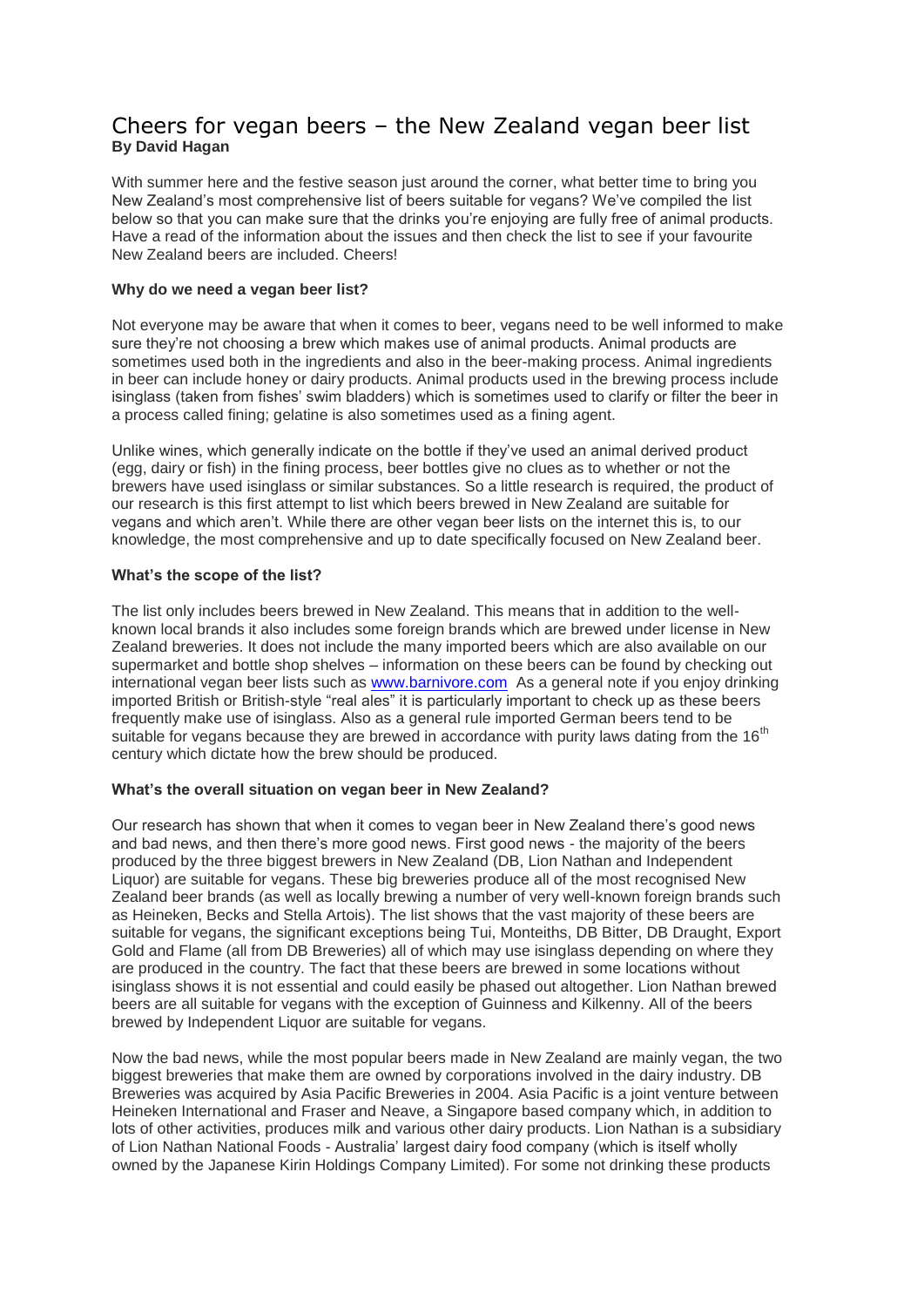# Cheers for vegan beers – the New Zealand vegan beer list

**By David Hagan**

With summer here and the festive season just around the corner, what better time to bring you New Zealand's most comprehensive list of beers suitable for vegans? We've compiled the list below so that you can make sure that the drinks you're enjoying are fully free of animal products. Have a read of the information about the issues and then check the list to see if your favourite New Zealand beers are included. Cheers!

**Why do we need a vegan beer list?**

Not everyone may be aware that when it comes to beer, vegans need to be well informed to make sure they're not choosing a brew which makes use of animal products. Animal products are sometimes used both in the ingredients and also in the beer-making process. Animal ingredients in beer can include honey or dairy products. Animal products used in the brewing process include isinglass (taken from fishes' swim bladders) which is sometimes used to clarify or filter the beer in a process called fining; gelatine is also sometimes used as a fining agent.

Unlike wines, which generally indicate on the bottle if they've used an animal derived product (egg, dairy or fish) in the fining process, beer bottles give no clues as to whether or not the brewers have used isinglass or similar substances. So a little research is required, the product of our research is this first attempt to list which beers brewed in New Zealand are suitable for vegans and which aren't. While there are other vegan beer lists on the internet this is, to our knowledge, the most comprehensive and up to date specifically focused on New Zealand beer.

**What's the scope of the list?**

The list only includes beers brewed in New Zealand. This means that in addition to the well-known local brands it also includes some foreign brands which are brewed under license in New Zealand breweries. It does not include the many imported beers which are also available on our supermarket and bottle shop shelves – information on these beers can be found by checking out international vegan beer lists such as [www.barnivore.com](http://www.barnivore.com) As a general note if you enjoy drinking imported British or British-style "real ales" it is particularly important to check up as these beers frequently make use of isinglass. Also as a general rule imported German beers tend to be suitable for vegans because they are brewed in accordance with purity laws dating from the 16th century which dictate how the brew should be produced.

**What's the overall situation on vegan beer in New Zealand?**

Our research has shown that when it comes to vegan beer in New Zealand there's good news and bad news, and then there's more good news. First good news - the majority of the beers produced by the three biggest brewers in New Zealand (DB, Lion Nathan and Independent Liquor) are suitable for vegans. These big breweries produce all of the most recognised New Zealand beer brands (as well as locally brewing a number of very well-known foreign brands such as Heineken, Becks and Stella Artois). The list shows that the vast majority of these beers are suitable for vegans, the significant exceptions being Tui, Monteiths, DB Bitter, DB Draught, Export Gold and Flame (all from DB Breweries) all of which may use isinglass depending on where they are produced in the country. The fact that these beers are brewed in some locations without isinglass shows it is not essential and could easily be phased out altogether. Lion Nathan brewed beers are all suitable for vegans with the exception of Guinness and Kilkenny. All of the beers brewed by Independent Liquor are suitable for vegans.

Now the bad news, while the most popular beers made in New Zealand are mainly vegan, the two biggest breweries that make them are owned by corporations involved in the dairy industry. DB Breweries was acquired by Asia Pacific Breweries in 2004. Asia Pacific is a joint venture between Heineken International and Fraser and Neave, a Singapore based company which, in addition to lots of other activities, produces milk and various other dairy products. Lion Nathan is a subsidiary of Lion Nathan National Foods - Australia' largest dairy food company (which is itself wholly owned by the Japanese Kirin Holdings Company Limited). For some not drinking these products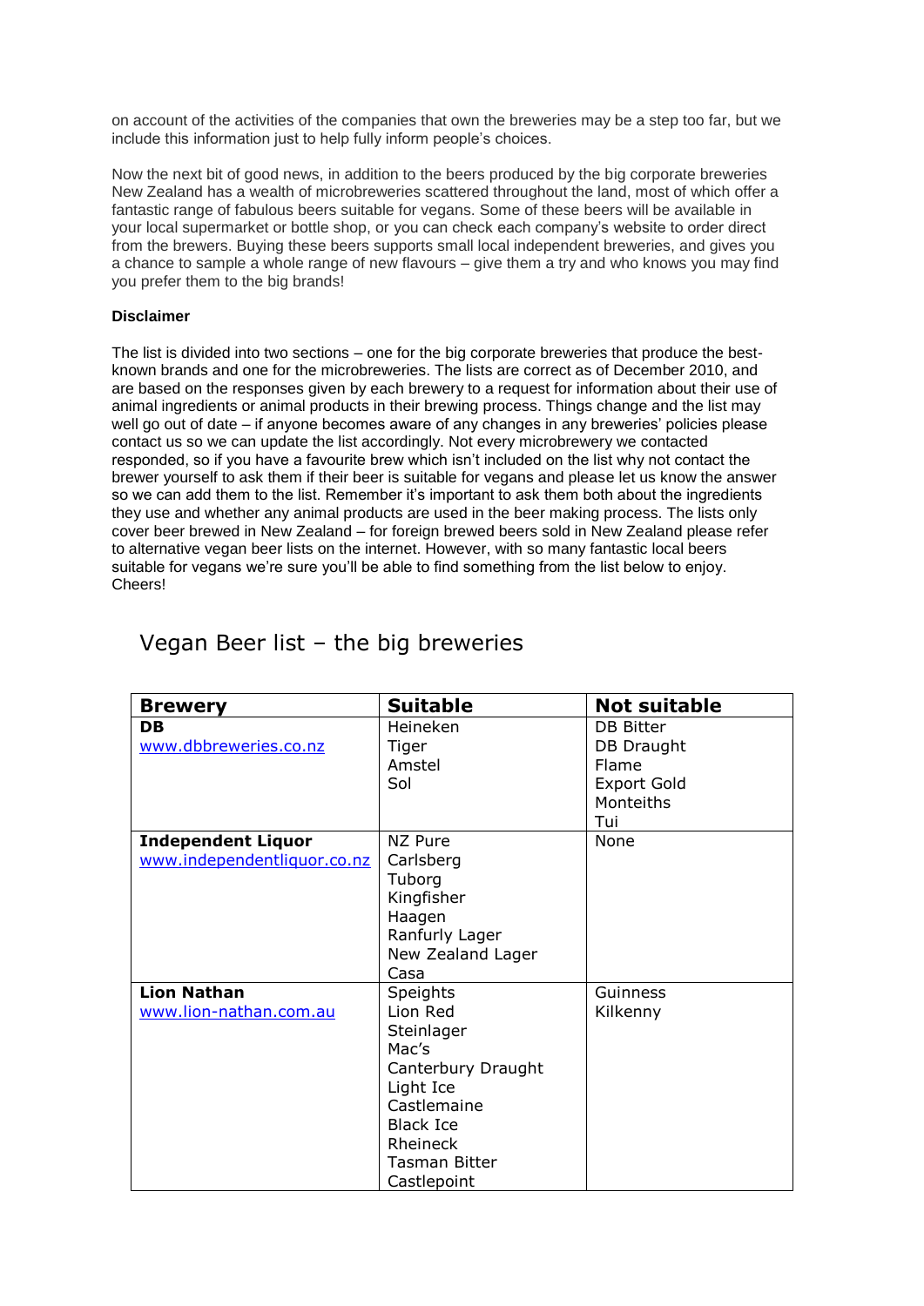on account of the activities of the companies that own the breweries may be a step too far, but we include this information just to help fully inform people's choices.

Now the next bit of good news, in addition to the beers produced by the big corporate breweries New Zealand has a wealth of microbreweries scattered throughout the land, most of which offer a fantastic range of fabulous beers suitable for vegans. Some of these beers will be available in your local supermarket or bottle shop, or you can check each company's website to order direct from the brewers. Buying these beers supports small local independent breweries, and gives you a chance to sample a whole range of new flavours – give them a try and who knows you may find you prefer them to the big brands!

**Disclaimer**

The list is divided into two sections – one for the big corporate breweries that produce the best-known brands and one for the microbreweries. The lists are correct as of December 2010, and are based on the responses given by each brewery to a request for information about their use of animal ingredients or animal products in their brewing process. Things change and the list may well go out of date – if anyone becomes aware of any changes in any breweries' policies please contact us so we can update the list accordingly. Not every microbrewery we contacted responded, so if you have a favourite brew which isn't included on the list why not contact the brewer yourself to ask them if their beer is suitable for vegans and please let us know the answer so we can add them to the list. Remember it's important to ask them both about the ingredients they use and whether any animal products are used in the beer making process. The lists only cover beer brewed in New Zealand – for foreign brewed beers sold in New Zealand please refer to alternative vegan beer lists on the internet. However, with so many fantastic local beers suitable for vegans we're sure you'll be able to find something from the list below to enjoy. Cheers!

## Vegan Beer list – the big breweries

| Brewery | Suitable | Not suitable |
|---|---|---|
| **DB**<br>www.dbbreweries.co.nz | Heineken<br>Tiger<br>Amstel<br>Sol | DB Bitter<br>DB Draught<br>Flame<br>Export Gold<br>Monteiths<br>Tui |
| **Independent Liquor**<br>www.independentliquor.co.nz | NZ Pure<br>Carlsberg<br>Tuborg<br>Kingfisher<br>Haagen<br>Ranfurly Lager<br>New Zealand Lager<br>Casa | None |
| **Lion Nathan**<br>www.lion-nathan.com.au | Speights<br>Lion Red<br>Steinlager<br>Mac's<br>Canterbury Draught<br>Light Ice<br>Castlemaine<br>Black Ice<br>Rheineck<br>Tasman Bitter<br>Castlepoint | Guinness<br>Kilkenny |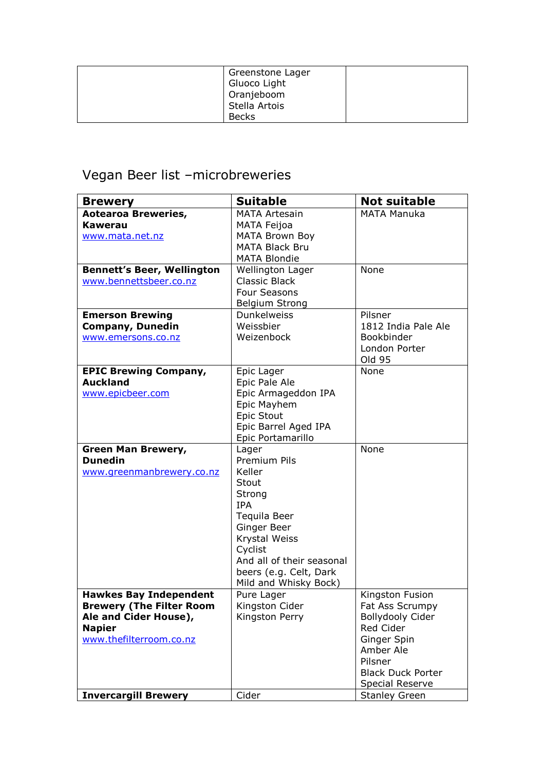| | | |
|---|---|---|
| | Greenstone Lager<br>Gluoco Light<br>Oranjeboom<br>Stella Artois<br>Becks | |

## Vegan Beer list –microbreweries

| Brewery | Suitable | Not suitable |
|---|---|---|
| **Aotearoa Breweries, Kawerau**<br>www.mata.net.nz | MATA Artesain<br>MATA Feijoa<br>MATA Brown Boy<br>MATA Black Bru<br>MATA Blondie | MATA Manuka |
| **Bennett's Beer, Wellington**<br>www.bennettsbeer.co.nz | Wellington Lager<br>Classic Black<br>Four Seasons<br>Belgium Strong | None |
| **Emerson Brewing Company, Dunedin**<br>www.emersons.co.nz | Dunkelweiss<br>Weissbier<br>Weizenbock | Pilsner<br>1812 India Pale Ale<br>Bookbinder<br>London Porter<br>Old 95 |
| **EPIC Brewing Company, Auckland**<br>www.epicbeer.com | Epic Lager<br>Epic Pale Ale<br>Epic Armageddon IPA<br>Epic Mayhem<br>Epic Stout<br>Epic Barrel Aged IPA<br>Epic Portamarillo | None |
| **Green Man Brewery, Dunedin**<br>www.greenmanbrewery.co.nz | Lager<br>Premium Pils<br>Keller<br>Stout<br>Strong<br>IPA<br>Tequila Beer<br>Ginger Beer<br>Krystal Weiss<br>Cyclist<br>And all of their seasonal beers (e.g. Celt, Dark Mild and Whisky Bock) | None |
| **Hawkes Bay Independent Brewery (The Filter Room Ale and Cider House), Napier**<br>www.thefilterroom.co.nz | Pure Lager<br>Kingston Cider<br>Kingston Perry | Kingston Fusion<br>Fat Ass Scrumpy<br>Bollydooly Cider<br>Red Cider<br>Ginger Spin<br>Amber Ale<br>Pilsner<br>Black Duck Porter<br>Special Reserve |
| **Invercargill Brewery** | Cider | Stanley Green |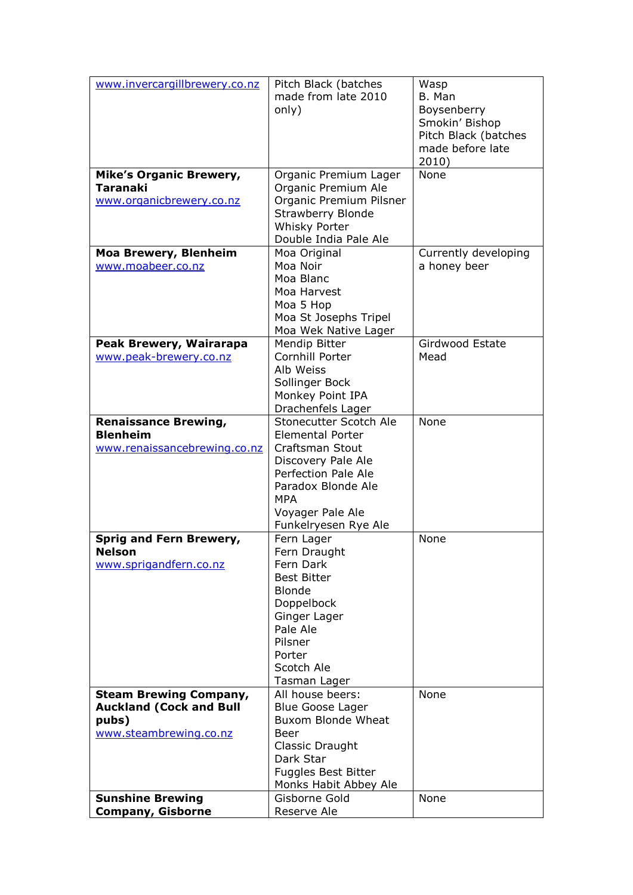| | | |
|---|---|---|
| www.invercargillbrewery.co.nz | Pitch Black (batches made from late 2010 only) | Wasp<br>B. Man<br>Boysenberry<br>Smokin' Bishop<br>Pitch Black (batches made before late 2010) |
| **Mike's Organic Brewery, Taranaki**<br>www.organicbrewery.co.nz | Organic Premium Lager<br>Organic Premium Ale<br>Organic Premium Pilsner<br>Strawberry Blonde<br>Whisky Porter<br>Double India Pale Ale | None |
| **Moa Brewery, Blenheim**<br>www.moabeer.co.nz | Moa Original<br>Moa Noir<br>Moa Blanc<br>Moa Harvest<br>Moa 5 Hop<br>Moa St Josephs Tripel<br>Moa Wek Native Lager | Currently developing a honey beer |
| **Peak Brewery, Wairarapa**<br>www.peak-brewery.co.nz | Mendip Bitter<br>Cornhill Porter<br>Alb Weiss<br>Sollinger Bock<br>Monkey Point IPA<br>Drachenfels Lager | Girdwood Estate Mead |
| **Renaissance Brewing, Blenheim**<br>www.renaissancebrewing.co.nz | Stonecutter Scotch Ale<br>Elemental Porter<br>Craftsman Stout<br>Discovery Pale Ale<br>Perfection Pale Ale<br>Paradox Blonde Ale<br>MPA<br>Voyager Pale Ale<br>Funkelryesen Rye Ale | None |
| **Sprig and Fern Brewery, Nelson**<br>www.sprigandfern.co.nz | Fern Lager<br>Fern Draught<br>Fern Dark<br>Best Bitter<br>Blonde<br>Doppelbock<br>Ginger Lager<br>Pale Ale<br>Pilsner<br>Porter<br>Scotch Ale<br>Tasman Lager | None |
| **Steam Brewing Company, Auckland (Cock and Bull pubs)**<br>www.steambrewing.co.nz | All house beers:<br>Blue Goose Lager<br>Buxom Blonde Wheat Beer<br>Classic Draught<br>Dark Star<br>Fuggles Best Bitter<br>Monks Habit Abbey Ale | None |
| **Sunshine Brewing Company, Gisborne** | Gisborne Gold<br>Reserve Ale | None |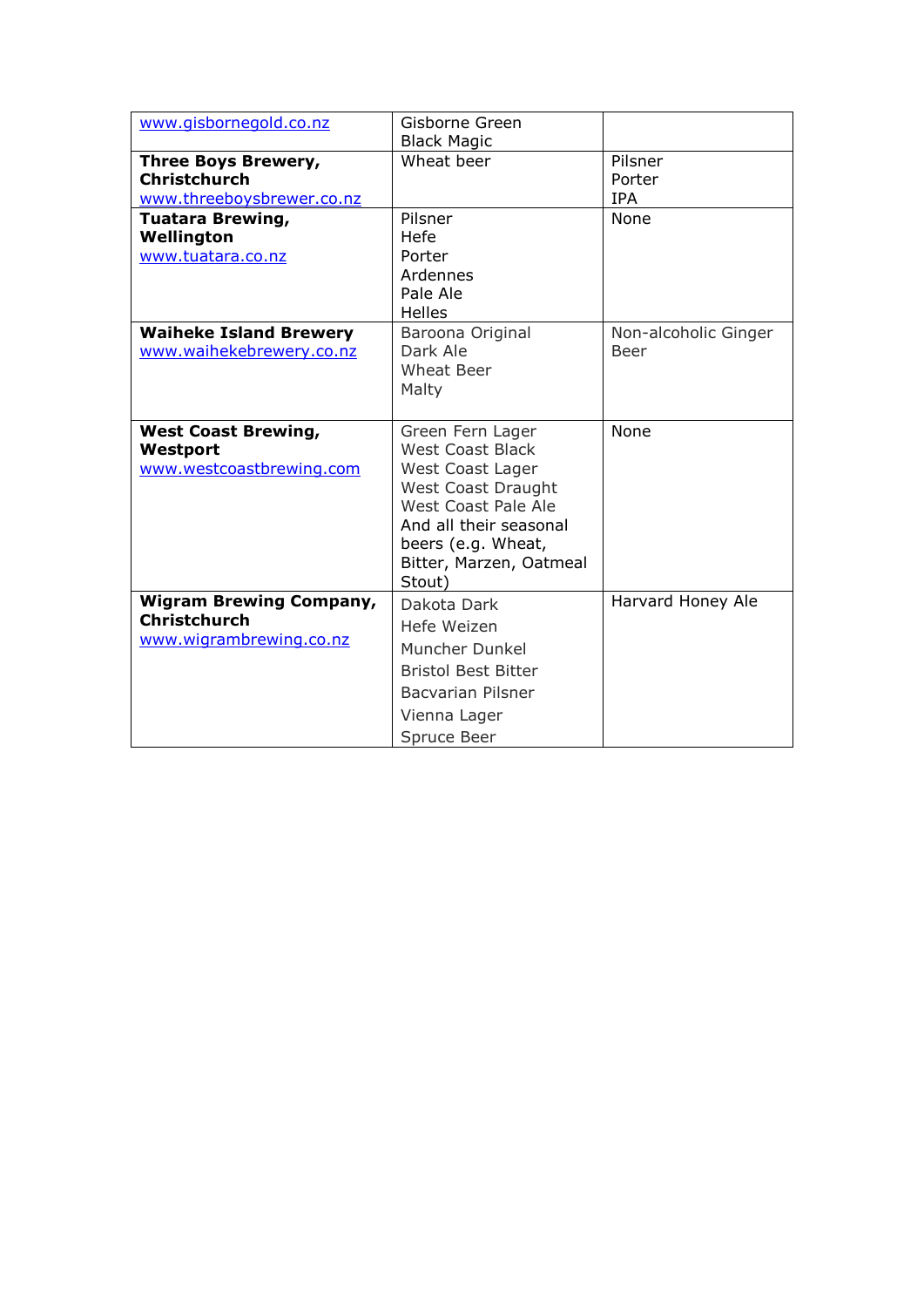| | | |
|---|---|---|
| www.gisbornegold.co.nz | Gisborne Green<br>Black Magic | |
| **Three Boys Brewery, Christchurch**<br>www.threeboysbrewer.co.nz | Wheat beer | Pilsner<br>Porter<br>IPA |
| **Tuatara Brewing, Wellington**<br>www.tuatara.co.nz | Pilsner<br>Hefe<br>Porter<br>Ardennes<br>Pale Ale<br>Helles | None |
| **Waiheke Island Brewery**<br>www.waihekebrewery.co.nz | Baroona Original<br>Dark Ale<br>Wheat Beer<br>Malty | Non-alcoholic Ginger Beer |
| **West Coast Brewing, Westport**<br>www.westcoastbrewing.com | Green Fern Lager<br>West Coast Black<br>West Coast Lager<br>West Coast Draught<br>West Coast Pale Ale<br>And all their seasonal beers (e.g. Wheat, Bitter, Marzen, Oatmeal Stout) | None |
| **Wigram Brewing Company, Christchurch**<br>www.wigrambrewing.co.nz | Dakota Dark<br>Hefe Weizen<br>Muncher Dunkel<br>Bristol Best Bitter<br>Bacvarian Pilsner<br>Vienna Lager<br>Spruce Beer | Harvard Honey Ale |